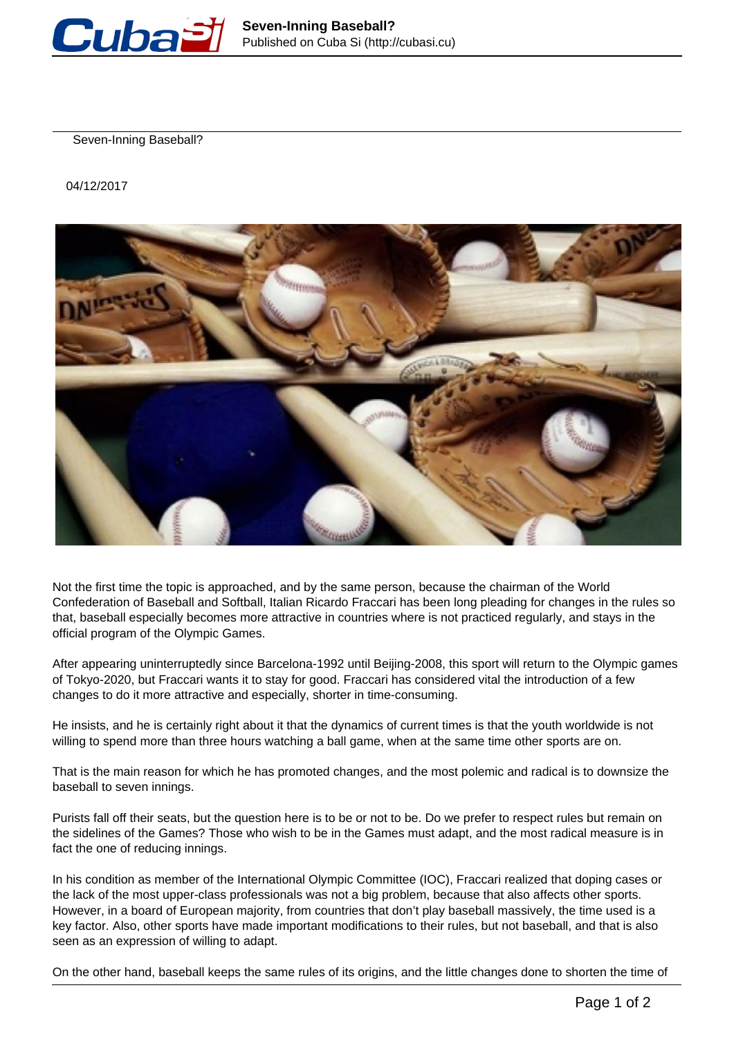# Seven-Inning Baseball?

04/12/2017

Not the first time the topic is approached, and by the same person, because the chairman of the World Confederation of Baseball and Softball, Italian Ricardo Fraccari has been long pleading for changes in the rules so that, baseball especially becomes more attractive in countries where is not practiced regularly, and stays in the official program of the Olympic Games.

After appearing uninterruptedly since Barcelona-1992 until Beijing-2008, this sport will return to the Olympic games of Tokyo-2020, but Fraccari wants it to stay for good. Fraccari has considered vital the introduction of a few changes to do it more attractive and especially, shorter in time-consuming.

He insists, and he is certainly right about it that the dynamics of current times is that the youth worldwide is not willing to spend more than three hours watching a ball game, when at the same time other sports are on.

That is the main reason for which he has promoted changes, and the most polemic and radical is to downsize the baseball to seven innings.

Purists fall off their seats, but the question here is to be or not to be. Do we prefer to respect rules but remain on the sidelines of the Games? Those who wish to be in the Games must adapt, and the most radical measure is in fact the one of reducing innings.

In his condition as member of the International Olympic Committee (IOC), Fraccari realized that doping cases or the lack of the most upper-class professionals was not a big problem, because that also affects other sports. However, in a board of European majority, from countries that don't play baseball massively, the time used is a key factor. Also, other sports have made important modifications to their rules, but not baseball, and that is also seen as an expression of willing to adapt.

On the other hand, baseball keeps the same rules of its origins, and the little changes done to shorten the time of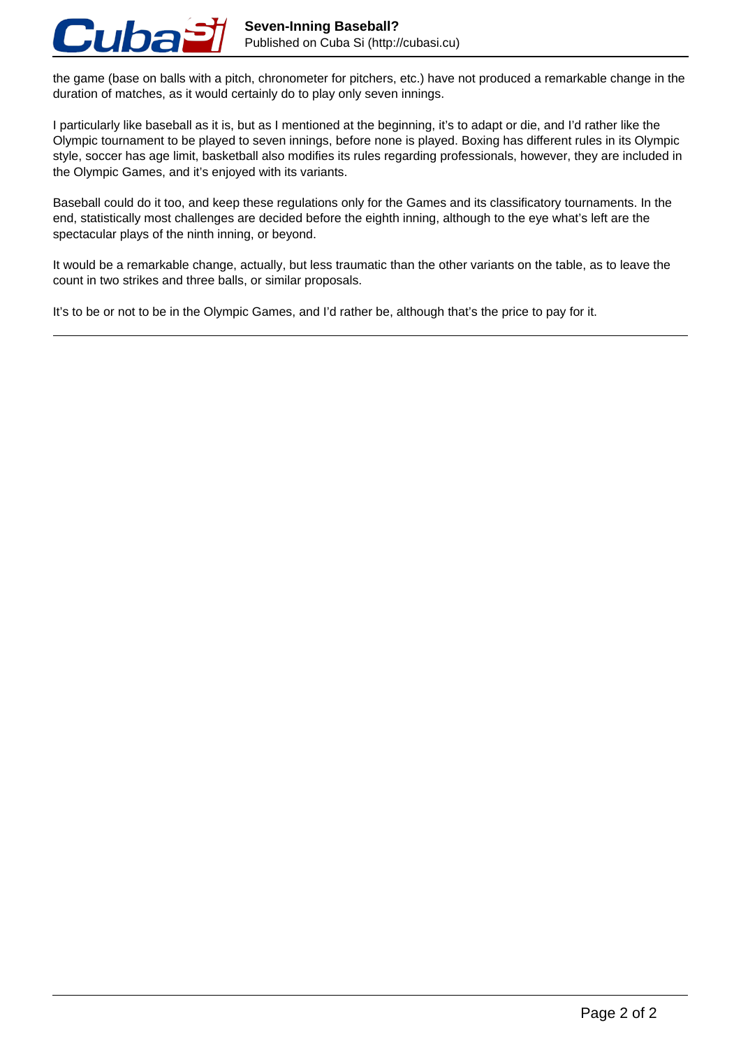the game (base on balls with a pitch, chronometer for pitchers, etc.) have not produced a remarkable change in the duration of matches, as it would certainly do to play only seven innings.

I particularly like baseball as it is, but as I mentioned at the beginning, it's to adapt or die, and I'd rather like the Olympic tournament to be played to seven innings, before none is played. Boxing has different rules in its Olympic style, soccer has age limit, basketball also modifies its rules regarding professionals, however, they are included in the Olympic Games, and it's enjoyed with its variants.

Baseball could do it too, and keep these regulations only for the Games and its classificatory tournaments. In the end, statistically most challenges are decided before the eighth inning, although to the eye what's left are the spectacular plays of the ninth inning, or beyond.

It would be a remarkable change, actually, but less traumatic than the other variants on the table, as to leave the count in two strikes and three balls, or similar proposals.

It's to be or not to be in the Olympic Games, and I'd rather be, although that's the price to pay for it.